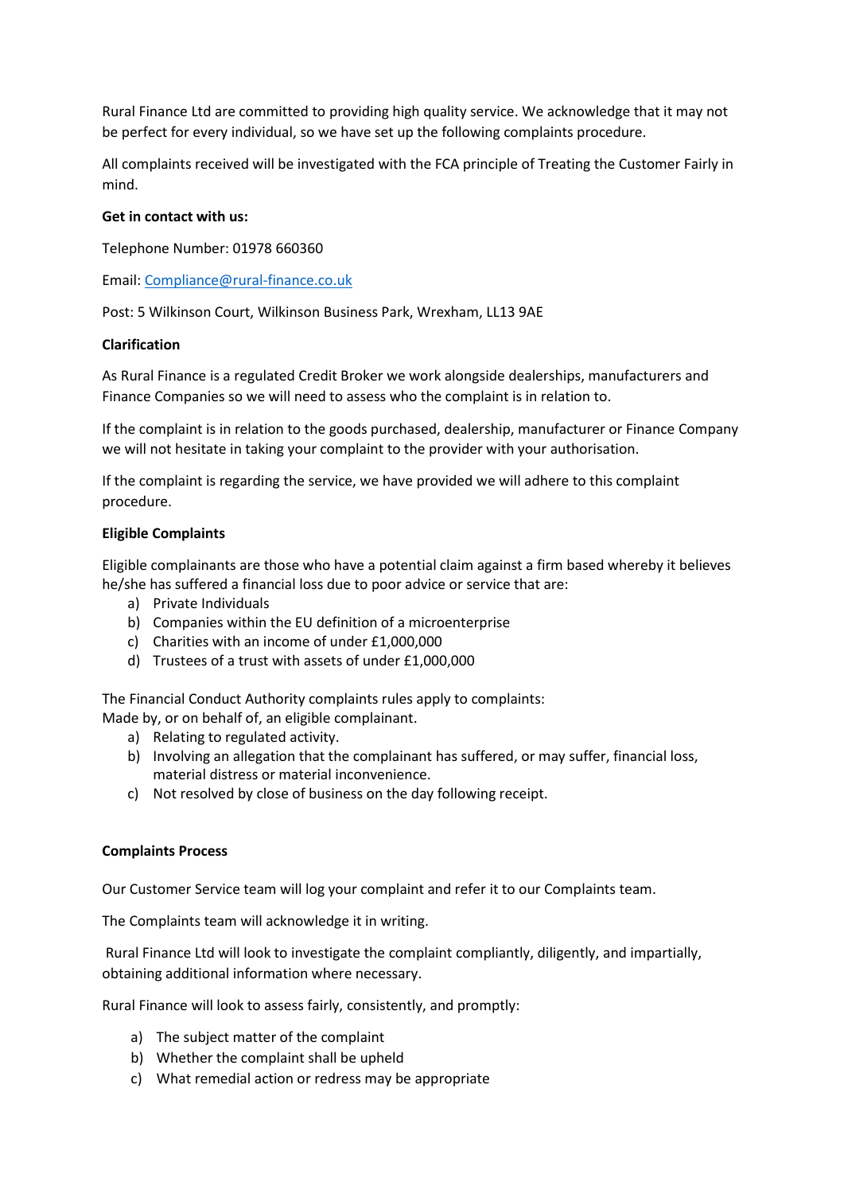Rural Finance Ltd are committed to providing high quality service. We acknowledge that it may not be perfect for every individual, so we have set up the following complaints procedure.

All complaints received will be investigated with the FCA principle of Treating the Customer Fairly in mind.

**Get in contact with us:**

Telephone Number: 01978 660360

Email: [Compliance@rural-finance.co.uk](mailto:Compliance@rural-finance.co.uk)

Post: 5 Wilkinson Court, Wilkinson Business Park, Wrexham, LL13 9AE

**Clarification**

As Rural Finance is a regulated Credit Broker we work alongside dealerships, manufacturers and Finance Companies so we will need to assess who the complaint is in relation to.

If the complaint is in relation to the goods purchased, dealership, manufacturer or Finance Company we will not hesitate in taking your complaint to the provider with your authorisation.

If the complaint is regarding the service, we have provided we will adhere to this complaint procedure.

**Eligible Complaints**

Eligible complainants are those who have a potential claim against a firm based whereby it believes he/she has suffered a financial loss due to poor advice or service that are:

a) Private Individuals
b) Companies within the EU definition of a microenterprise
c) Charities with an income of under £1,000,000
d) Trustees of a trust with assets of under £1,000,000

The Financial Conduct Authority complaints rules apply to complaints:
Made by, or on behalf of, an eligible complainant.

a) Relating to regulated activity.
b) Involving an allegation that the complainant has suffered, or may suffer, financial loss, material distress or material inconvenience.
c) Not resolved by close of business on the day following receipt.

**Complaints Process**

Our Customer Service team will log your complaint and refer it to our Complaints team.

The Complaints team will acknowledge it in writing.

Rural Finance Ltd will look to investigate the complaint compliantly, diligently, and impartially, obtaining additional information where necessary.

Rural Finance will look to assess fairly, consistently, and promptly:

a) The subject matter of the complaint
b) Whether the complaint shall be upheld
c) What remedial action or redress may be appropriate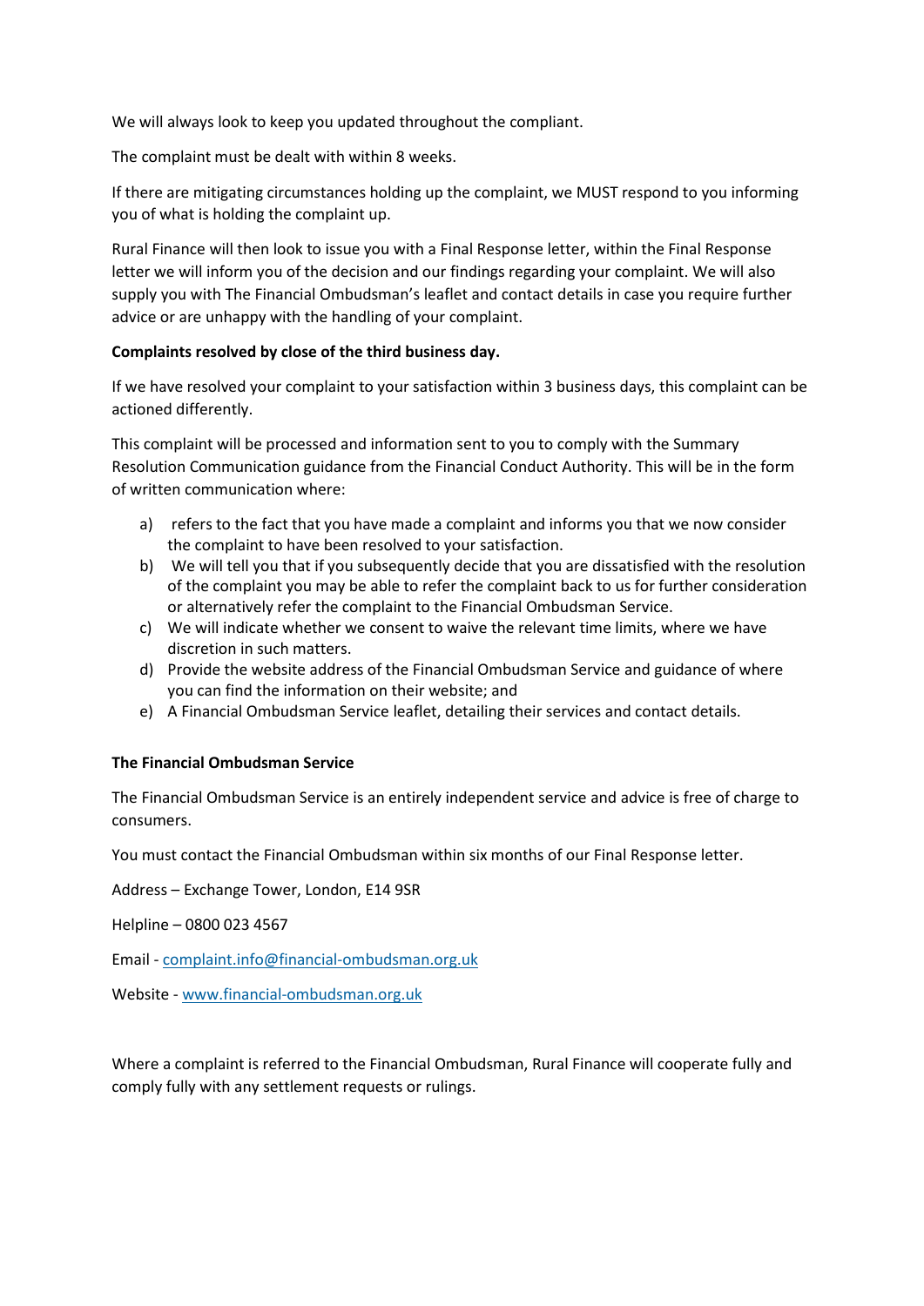We will always look to keep you updated throughout the compliant.

The complaint must be dealt with within 8 weeks.

If there are mitigating circumstances holding up the complaint, we MUST respond to you informing you of what is holding the complaint up.

Rural Finance will then look to issue you with a Final Response letter, within the Final Response letter we will inform you of the decision and our findings regarding your complaint. We will also supply you with The Financial Ombudsman's leaflet and contact details in case you require further advice or are unhappy with the handling of your complaint.

**Complaints resolved by close of the third business day.**

If we have resolved your complaint to your satisfaction within 3 business days, this complaint can be actioned differently.

This complaint will be processed and information sent to you to comply with the Summary Resolution Communication guidance from the Financial Conduct Authority. This will be in the form of written communication where:

a) refers to the fact that you have made a complaint and informs you that we now consider the complaint to have been resolved to your satisfaction.
b) We will tell you that if you subsequently decide that you are dissatisfied with the resolution of the complaint you may be able to refer the complaint back to us for further consideration or alternatively refer the complaint to the Financial Ombudsman Service.
c) We will indicate whether we consent to waive the relevant time limits, where we have discretion in such matters.
d) Provide the website address of the Financial Ombudsman Service and guidance of where you can find the information on their website; and
e) A Financial Ombudsman Service leaflet, detailing their services and contact details.

**The Financial Ombudsman Service**

The Financial Ombudsman Service is an entirely independent service and advice is free of charge to consumers.

You must contact the Financial Ombudsman within six months of our Final Response letter.

Address – Exchange Tower, London, E14 9SR

Helpline – 0800 023 4567

Email - complaint.info@financial-ombudsman.org.uk

Website - www.financial-ombudsman.org.uk

Where a complaint is referred to the Financial Ombudsman, Rural Finance will cooperate fully and comply fully with any settlement requests or rulings.